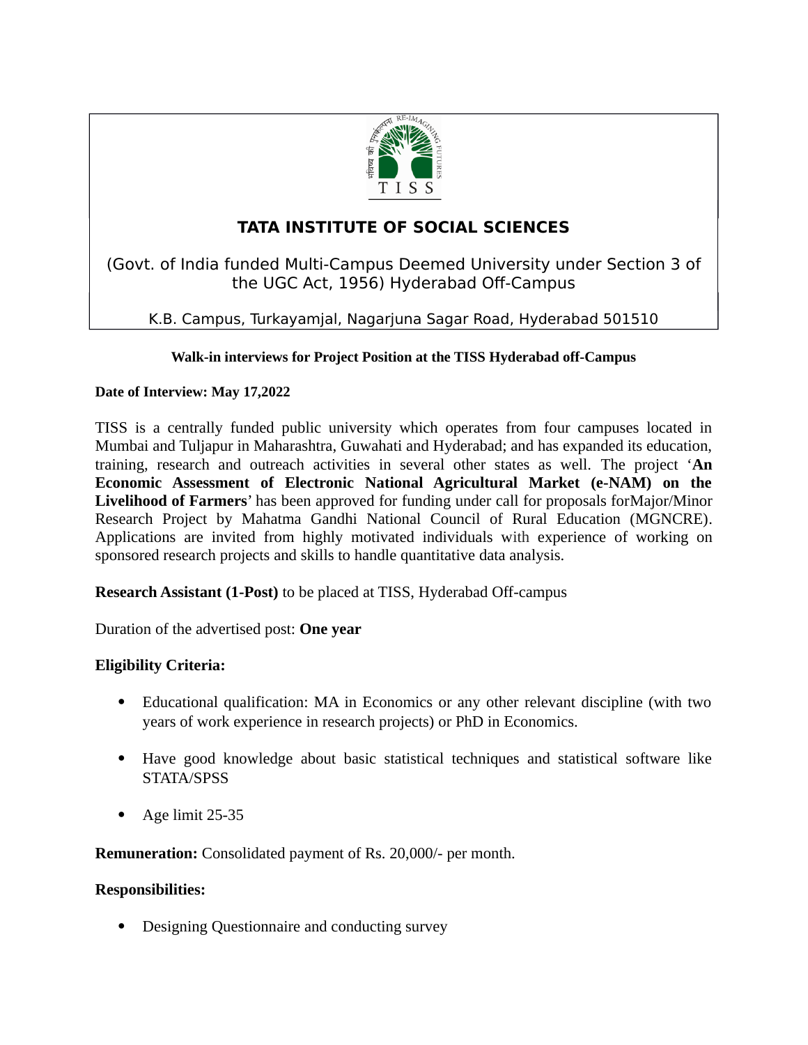# TATA INSTITUTE OF SOCIAL SCIENCES

(Govt. of India funded Multi-Campus Deemed University under Section 3 of the UGC Act, 1956) Hyderabad Off-Campus

K.B. Campus, Turkayamjal, Nagarjuna Sagar Road, Hyderabad 501510

**Walk-in interviews for Project Position at the TISS Hyderabad off-Campus**

**Date of Interview: May 17,2022**

TISS is a centrally funded public university which operates from four campuses located in Mumbai and Tuljapur in Maharashtra, Guwahati and Hyderabad; and has expanded its education, training, research and outreach activities in several other states as well. The project '**An Economic Assessment of Electronic National Agricultural Market (e-NAM) on the Livelihood of Farmers**' has been approved for funding under call for proposals forMajor/Minor Research Project by Mahatma Gandhi National Council of Rural Education (MGNCRE). Applications are invited from highly motivated individuals with experience of working on sponsored research projects and skills to handle quantitative data analysis.

**Research Assistant (1-Post)** to be placed at TISS, Hyderabad Off-campus

Duration of the advertised post: **One year**

**Eligibility Criteria:**

- Educational qualification: MA in Economics or any other relevant discipline (with two years of work experience in research projects) or PhD in Economics.
- Have good knowledge about basic statistical techniques and statistical software like STATA/SPSS
- Age limit 25-35

**Remuneration:** Consolidated payment of Rs. 20,000/- per month.

**Responsibilities:**

- Designing Questionnaire and conducting survey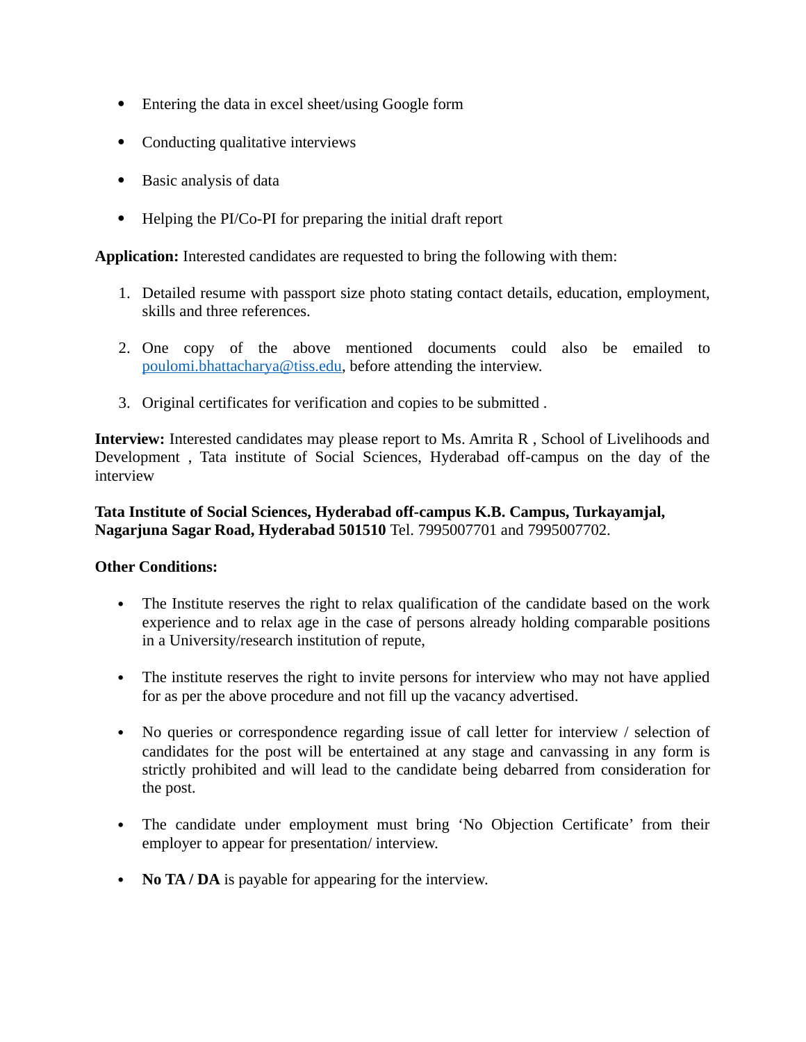- Entering the data in excel sheet/using Google form
- Conducting qualitative interviews
- Basic analysis of data
- Helping the PI/Co-PI for preparing the initial draft report

**Application:** Interested candidates are requested to bring the following with them:

1. Detailed resume with passport size photo stating contact details, education, employment, skills and three references.
2. One copy of the above mentioned documents could also be emailed to poulomi.bhattacharya@tiss.edu, before attending the interview.
3. Original certificates for verification and copies to be submitted .

**Interview:** Interested candidates may please report to Ms. Amrita R , School of Livelihoods and Development , Tata institute of Social Sciences, Hyderabad off-campus on the day of the interview

**Tata Institute of Social Sciences, Hyderabad off-campus K.B. Campus, Turkayamjal, Nagarjuna Sagar Road, Hyderabad 501510** Tel. 7995007701 and 7995007702.

**Other Conditions:**

- The Institute reserves the right to relax qualification of the candidate based on the work experience and to relax age in the case of persons already holding comparable positions in a University/research institution of repute,
- The institute reserves the right to invite persons for interview who may not have applied for as per the above procedure and not fill up the vacancy advertised.
- No queries or correspondence regarding issue of call letter for interview / selection of candidates for the post will be entertained at any stage and canvassing in any form is strictly prohibited and will lead to the candidate being debarred from consideration for the post.
- The candidate under employment must bring 'No Objection Certificate' from their employer to appear for presentation/ interview.
- **No TA / DA** is payable for appearing for the interview.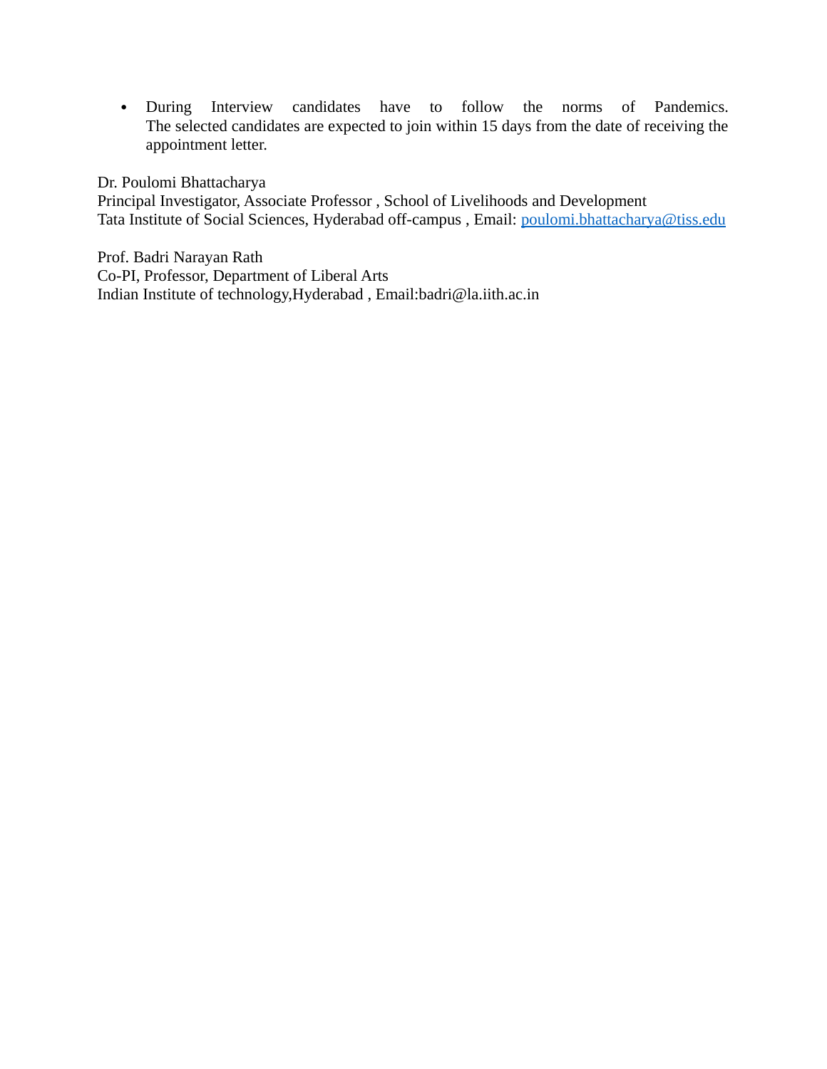- During Interview candidates have to follow the norms of Pandemics. The selected candidates are expected to join within 15 days from the date of receiving the appointment letter.

Dr. Poulomi Bhattacharya
Principal Investigator, Associate Professor , School of Livelihoods and Development
Tata Institute of Social Sciences, Hyderabad off-campus , Email: poulomi.bhattacharya@tiss.edu

Prof. Badri Narayan Rath
Co-PI, Professor, Department of Liberal Arts
Indian Institute of technology,Hyderabad , Email:badri@la.iith.ac.in